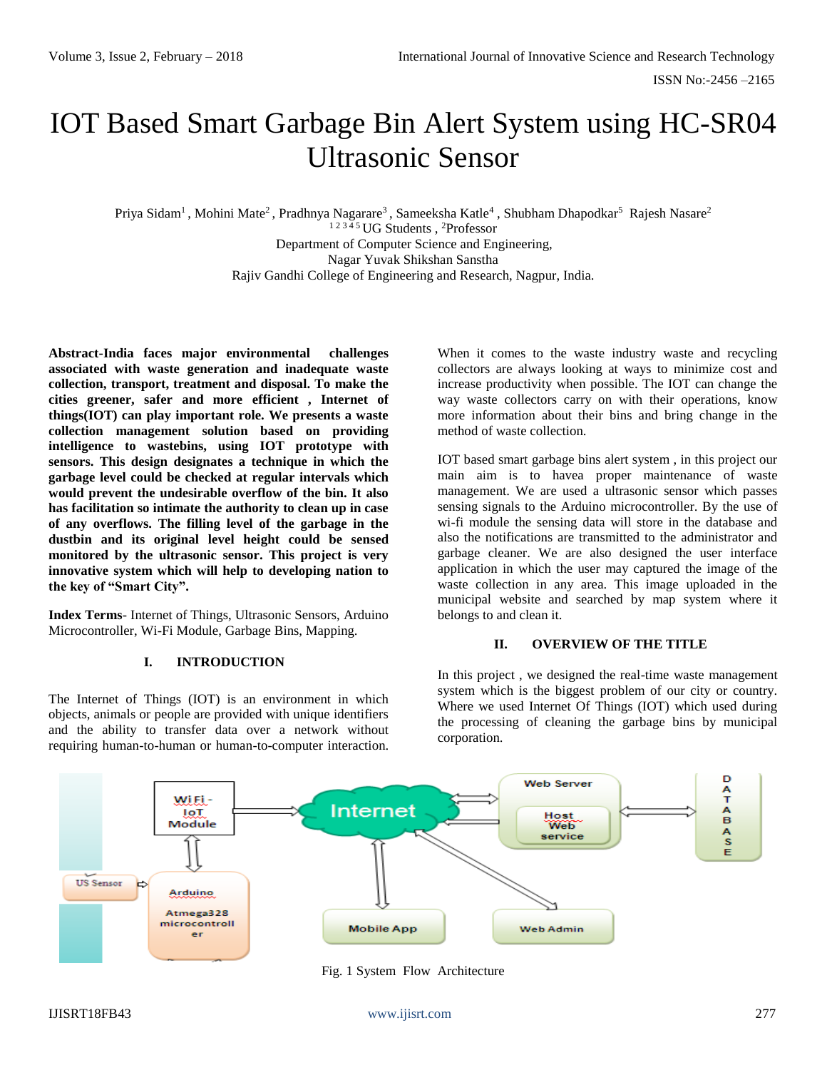// (inside transcription tags)
# IOT Based Smart Garbage Bin Alert System using HC-SR04 Ultrasonic Sensor

Priya Sidam[1] , Mohini Mate[2] , Pradhnya Nagarare[3] , Sameeksha Katle[4] , Shubham Dhapodkar[5] Rajesh Nasare[2]
[1 2 3 4 5] UG Students , [2]Professor
Department of Computer Science and Engineering,
Nagar Yuvak Shikshan Sanstha
Rajiv Gandhi College of Engineering and Research, Nagpur, India.

**Abstract-India faces major environmental challenges associated with waste generation and inadequate waste collection, transport, treatment and disposal. To make the cities greener, safer and more efficient , Internet of things(IOT) can play important role. We presents a waste collection management solution based on providing intelligence to wastebins, using IOT prototype with sensors. This design designates a technique in which the garbage level could be checked at regular intervals which would prevent the undesirable overflow of the bin. It also has facilitation so intimate the authority to clean up in case of any overflows. The filling level of the garbage in the dustbin and its original level height could be sensed monitored by the ultrasonic sensor. This project is very innovative system which will help to developing nation to the key of "Smart City".**

**Index Terms**- Internet of Things, Ultrasonic Sensors, Arduino Microcontroller, Wi-Fi Module, Garbage Bins, Mapping.

## I. INTRODUCTION

The Internet of Things (IOT) is an environment in which objects, animals or people are provided with unique identifiers and the ability to transfer data over a network without requiring human-to-human or human-to-computer interaction.

When it comes to the waste industry waste and recycling collectors are always looking at ways to minimize cost and increase productivity when possible. The IOT can change the way waste collectors carry on with their operations, know more information about their bins and bring change in the method of waste collection.

IOT based smart garbage bins alert system , in this project our main aim is to havea proper maintenance of waste management. We are used a ultrasonic sensor which passes sensing signals to the Arduino microcontroller. By the use of wi-fi module the sensing data will store in the database and also the notifications are transmitted to the administrator and garbage cleaner. We are also designed the user interface application in which the user may captured the image of the waste collection in any area. This image uploaded in the municipal website and searched by map system where it belongs to and clean it.

## II. OVERVIEW OF THE TITLE

In this project , we designed the real-time waste management system which is the biggest problem of our city or country. Where we used Internet Of Things (IOT) which used during the processing of cleaning the garbage bins by municipal corporation.

Fig. 1 System Flow Architecture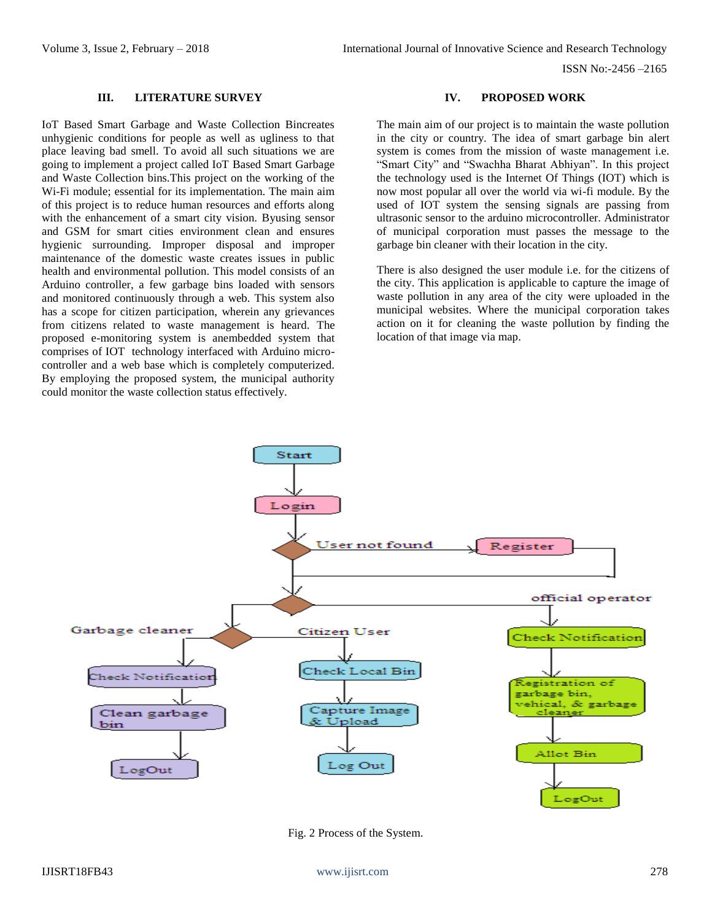## III. LITERATURE SURVEY

IoT Based Smart Garbage and Waste Collection Bincreates unhygienic conditions for people as well as ugliness to that place leaving bad smell. To avoid all such situations we are going to implement a project called IoT Based Smart Garbage and Waste Collection bins.This project on the working of the Wi-Fi module; essential for its implementation. The main aim of this project is to reduce human resources and efforts along with the enhancement of a smart city vision. Byusing sensor and GSM for smart cities environment clean and ensures hygienic surrounding. Improper disposal and improper maintenance of the domestic waste creates issues in public health and environmental pollution. This model consists of an Arduino controller, a few garbage bins loaded with sensors and monitored continuously through a web. This system also has a scope for citizen participation, wherein any grievances from citizens related to waste management is heard. The proposed e-monitoring system is anembedded system that comprises of IOT technology interfaced with Arduino micro-controller and a web base which is completely computerized. By employing the proposed system, the municipal authority could monitor the waste collection status effectively.

## IV. PROPOSED WORK

The main aim of our project is to maintain the waste pollution in the city or country. The idea of smart garbage bin alert system is comes from the mission of waste management i.e. "Smart City" and "Swachha Bharat Abhiyan". In this project the technology used is the Internet Of Things (IOT) which is now most popular all over the world via wi-fi module. By the used of IOT system the sensing signals are passing from ultrasonic sensor to the arduino microcontroller. Administrator of municipal corporation must passes the message to the garbage bin cleaner with their location in the city.

There is also designed the user module i.e. for the citizens of the city. This application is applicable to capture the image of waste pollution in any area of the city were uploaded in the municipal websites. Where the municipal corporation takes action on it for cleaning the waste pollution by finding the location of that image via map.

Fig. 2 Process of the System.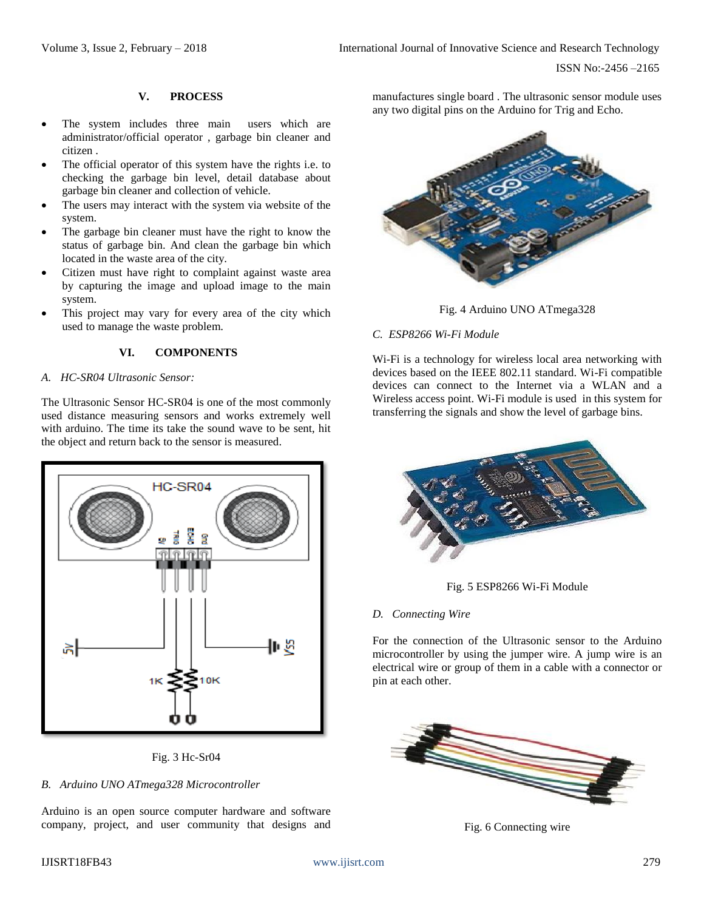## V. PROCESS

- The system includes three main users which are administrator/official operator , garbage bin cleaner and citizen .
- The official operator of this system have the rights i.e. to checking the garbage bin level, detail database about garbage bin cleaner and collection of vehicle.
- The users may interact with the system via website of the system.
- The garbage bin cleaner must have the right to know the status of garbage bin. And clean the garbage bin which located in the waste area of the city.
- Citizen must have right to complaint against waste area by capturing the image and upload image to the main system.
- This project may vary for every area of the city which used to manage the waste problem.

## VI. COMPONENTS

### *A. HC-SR04 Ultrasonic Sensor:*

The Ultrasonic Sensor HC-SR04 is one of the most commonly used distance measuring sensors and works extremely well with arduino. The time its take the sound wave to be sent, hit the object and return back to the sensor is measured.

Fig. 3 Hc-Sr04

### *B. Arduino UNO ATmega328 Microcontroller*

Arduino is an open source computer hardware and software company, project, and user community that designs and manufactures single board . The ultrasonic sensor module uses any two digital pins on the Arduino for Trig and Echo.

Fig. 4 Arduino UNO ATmega328

### *C. ESP8266 Wi-Fi Module*

Wi-Fi is a technology for wireless local area networking with devices based on the IEEE 802.11 standard. Wi-Fi compatible devices can connect to the Internet via a WLAN and a Wireless access point. Wi-Fi module is used in this system for transferring the signals and show the level of garbage bins.

Fig. 5 ESP8266 Wi-Fi Module

### *D. Connecting Wire*

For the connection of the Ultrasonic sensor to the Arduino microcontroller by using the jumper wire. A jump wire is an electrical wire or group of them in a cable with a connector or pin at each other.

Fig. 6 Connecting wire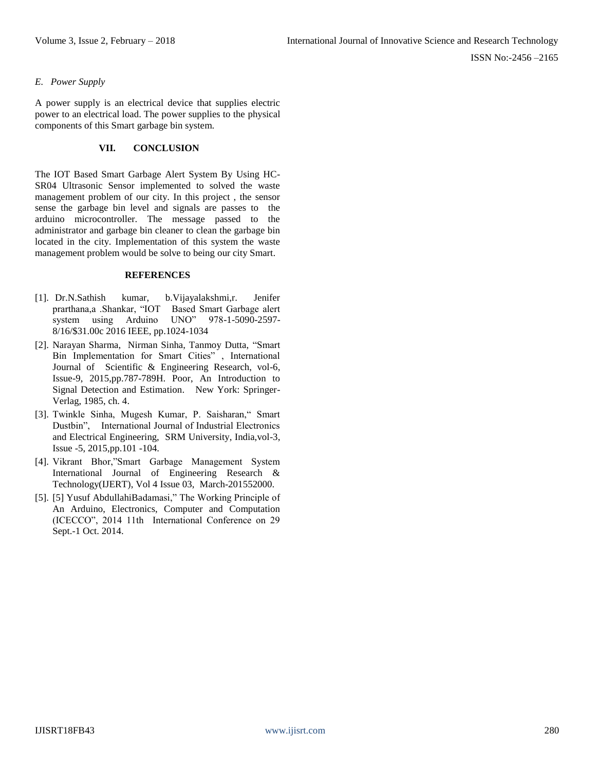### *E. Power Supply*

A power supply is an electrical device that supplies electric power to an electrical load. The power supplies to the physical components of this Smart garbage bin system.

## VII. CONCLUSION

The IOT Based Smart Garbage Alert System By Using HC-SR04 Ultrasonic Sensor implemented to solved the waste management problem of our city. In this project , the sensor sense the garbage bin level and signals are passes to the arduino microcontroller. The message passed to the administrator and garbage bin cleaner to clean the garbage bin located in the city. Implementation of this system the waste management problem would be solve to being our city Smart.

## REFERENCES

[1]. Dr.N.Sathish kumar, b.Vijayalakshmi,r. Jenifer prarthana,a .Shankar, "IOT Based Smart Garbage alert system using Arduino UNO" 978-1-5090-2597-8/16/$31.00c 2016 IEEE, pp.1024-1034

[2]. Narayan Sharma, Nirman Sinha, Tanmoy Dutta, "Smart Bin Implementation for Smart Cities" , International Journal of Scientific & Engineering Research, vol-6, Issue-9, 2015,pp.787-789H. Poor, An Introduction to Signal Detection and Estimation. New York: Springer-Verlag, 1985, ch. 4.

[3]. Twinkle Sinha, Mugesh Kumar, P. Saisharan," Smart Dustbin", International Journal of Industrial Electronics and Electrical Engineering, SRM University, India,vol-3, Issue -5, 2015,pp.101 -104.

[4]. Vikrant Bhor,"Smart Garbage Management System International Journal of Engineering Research & Technology(IJERT), Vol 4 Issue 03, March-201552000.

[5]. [5] Yusuf AbdullahiBadamasi," The Working Principle of An Arduino, Electronics, Computer and Computation (ICECCO", 2014 11th International Conference on 29 Sept.-1 Oct. 2014.